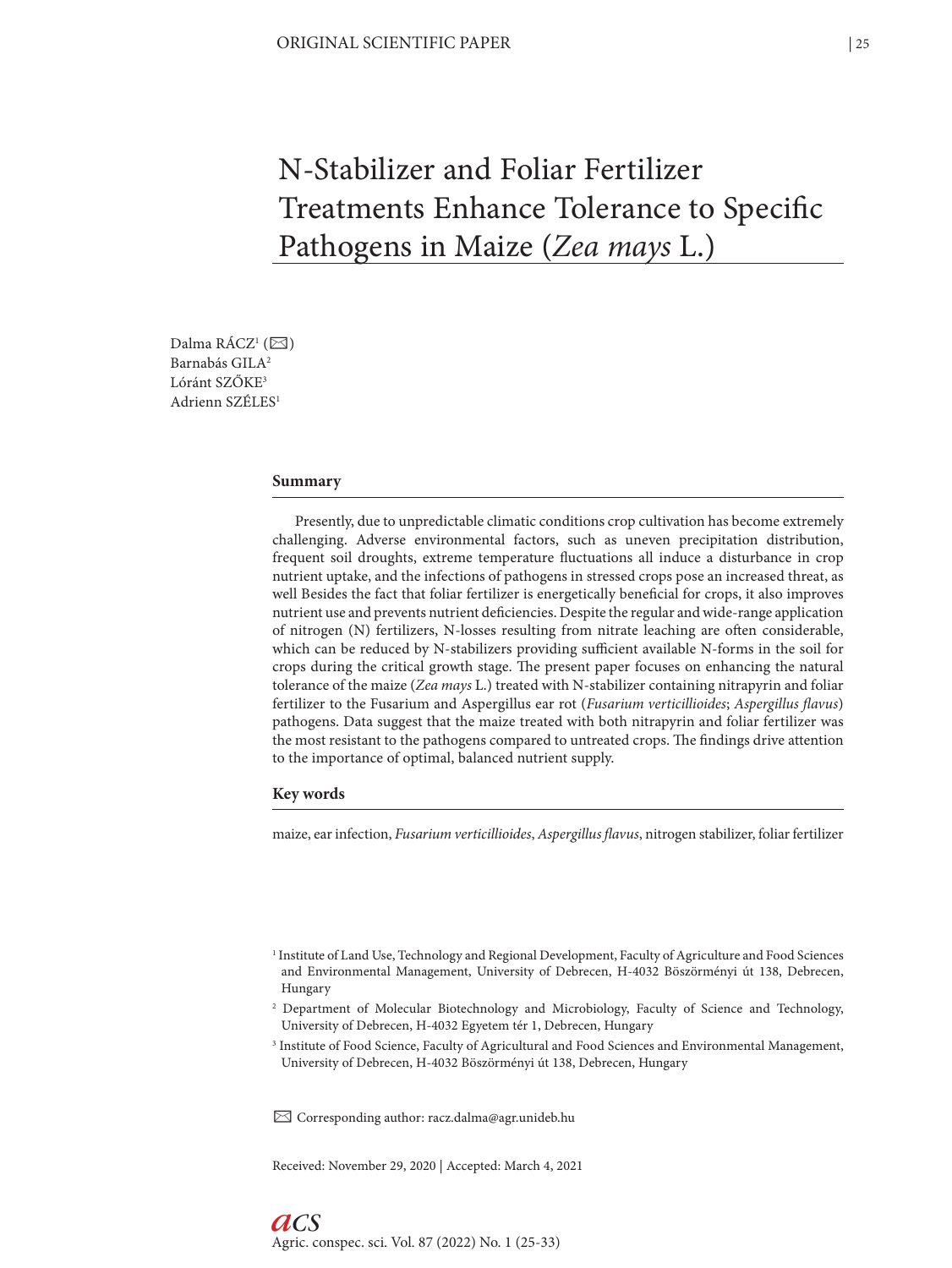# N-Stabilizer and Foliar Fertilizer Treatments Enhance Tolerance to Specific Pathogens in Maize (*Zea mays* L.)

Dalma RÁCZ[1] (✉)
Barnabás GILA[2]
Lóránt SZŐKE[3]
Adrienn SZÉLES[1]

## Summary

Presently, due to unpredictable climatic conditions crop cultivation has become extremely challenging. Adverse environmental factors, such as uneven precipitation distribution, frequent soil droughts, extreme temperature fluctuations all induce a disturbance in crop nutrient uptake, and the infections of pathogens in stressed crops pose an increased threat, as well Besides the fact that foliar fertilizer is energetically beneficial for crops, it also improves nutrient use and prevents nutrient deficiencies. Despite the regular and wide-range application of nitrogen (N) fertilizers, N-losses resulting from nitrate leaching are often considerable, which can be reduced by N-stabilizers providing sufficient available N-forms in the soil for crops during the critical growth stage. The present paper focuses on enhancing the natural tolerance of the maize (*Zea mays* L.) treated with N-stabilizer containing nitrapyrin and foliar fertilizer to the Fusarium and Aspergillus ear rot (*Fusarium verticillioides*; *Aspergillus flavus*) pathogens. Data suggest that the maize treated with both nitrapyrin and foliar fertilizer was the most resistant to the pathogens compared to untreated crops. The findings drive attention to the importance of optimal, balanced nutrient supply.

## Key words

maize, ear infection, *Fusarium verticillioides*, *Aspergillus flavus*, nitrogen stabilizer, foliar fertilizer

[1] Institute of Land Use, Technology and Regional Development, Faculty of Agriculture and Food Sciences and Environmental Management, University of Debrecen, H-4032 Böszörményi út 138, Debrecen, Hungary

[2] Department of Molecular Biotechnology and Microbiology, Faculty of Science and Technology, University of Debrecen, H-4032 Egyetem tér 1, Debrecen, Hungary

[3] Institute of Food Science, Faculty of Agricultural and Food Sciences and Environmental Management, University of Debrecen, H-4032 Böszörményi út 138, Debrecen, Hungary

✉ Corresponding author: racz.dalma@agr.unideb.hu

Received: November 29, 2020 | Accepted: March 4, 2021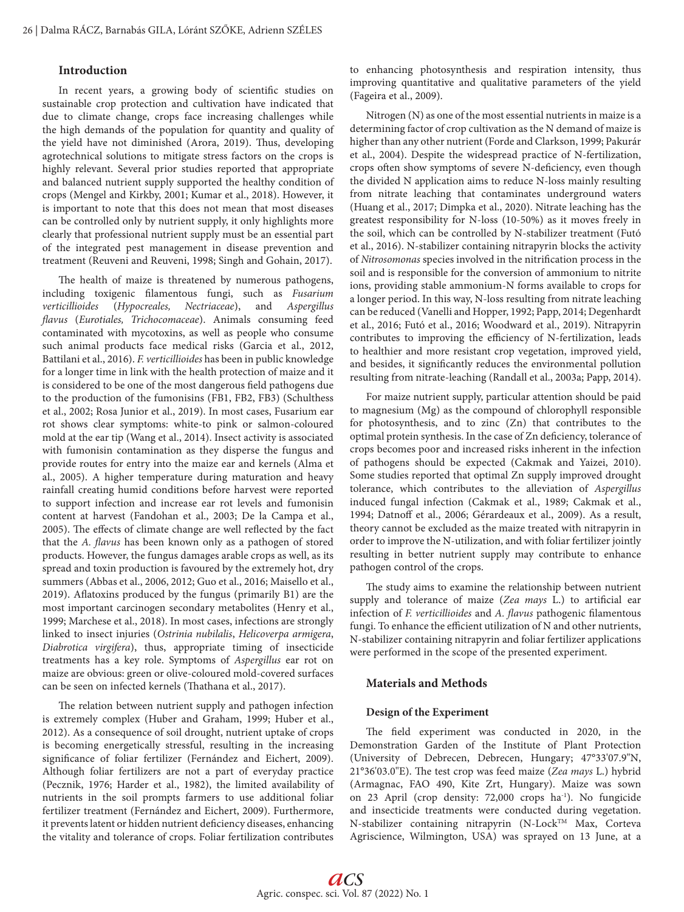## Introduction

In recent years, a growing body of scientific studies on sustainable crop protection and cultivation have indicated that due to climate change, crops face increasing challenges while the high demands of the population for quantity and quality of the yield have not diminished (Arora, 2019). Thus, developing agrotechnical solutions to mitigate stress factors on the crops is highly relevant. Several prior studies reported that appropriate and balanced nutrient supply supported the healthy condition of crops (Mengel and Kirkby, 2001; Kumar et al., 2018). However, it is important to note that this does not mean that most diseases can be controlled only by nutrient supply, it only highlights more clearly that professional nutrient supply must be an essential part of the integrated pest management in disease prevention and treatment (Reuveni and Reuveni, 1998; Singh and Gohain, 2017).

The health of maize is threatened by numerous pathogens, including toxigenic filamentous fungi, such as *Fusarium verticillioides* (*Hypocreales, Nectriaceae*), and *Aspergillus flavus* (*Eurotiales, Trichocomaceae*). Animals consuming feed contaminated with mycotoxins, as well as people who consume such animal products face medical risks (Garcia et al., 2012, Battilani et al., 2016). *F. verticillioides* has been in public knowledge for a longer time in link with the health protection of maize and it is considered to be one of the most dangerous field pathogens due to the production of the fumonisins (FB1, FB2, FB3) (Schulthess et al., 2002; Rosa Junior et al., 2019). In most cases, Fusarium ear rot shows clear symptoms: white-to pink or salmon-coloured mold at the ear tip (Wang et al., 2014). Insect activity is associated with fumonisin contamination as they disperse the fungus and provide routes for entry into the maize ear and kernels (Alma et al., 2005). A higher temperature during maturation and heavy rainfall creating humid conditions before harvest were reported to support infection and increase ear rot levels and fumonisin content at harvest (Fandohan et al., 2003; De la Campa et al., 2005). The effects of climate change are well reflected by the fact that the *A. flavus* has been known only as a pathogen of stored products. However, the fungus damages arable crops as well, as its spread and toxin production is favoured by the extremely hot, dry summers (Abbas et al., 2006, 2012; Guo et al., 2016; Maisello et al., 2019). Aflatoxins produced by the fungus (primarily B1) are the most important carcinogen secondary metabolites (Henry et al., 1999; Marchese et al., 2018). In most cases, infections are strongly linked to insect injuries (*Ostrinia nubilalis*, *Helicoverpa armigera*, *Diabrotica virgifera*), thus, appropriate timing of insecticide treatments has a key role. Symptoms of *Aspergillus* ear rot on maize are obvious: green or olive-coloured mold-covered surfaces can be seen on infected kernels (Thathana et al., 2017).

The relation between nutrient supply and pathogen infection is extremely complex (Huber and Graham, 1999; Huber et al., 2012). As a consequence of soil drought, nutrient uptake of crops is becoming energetically stressful, resulting in the increasing significance of foliar fertilizer (Fernández and Eichert, 2009). Although foliar fertilizers are not a part of everyday practice (Pecznik, 1976; Harder et al., 1982), the limited availability of nutrients in the soil prompts farmers to use additional foliar fertilizer treatment (Fernández and Eichert, 2009). Furthermore, it prevents latent or hidden nutrient deficiency diseases, enhancing the vitality and tolerance of crops. Foliar fertilization contributes to enhancing photosynthesis and respiration intensity, thus improving quantitative and qualitative parameters of the yield (Fageira et al., 2009).

Nitrogen (N) as one of the most essential nutrients in maize is a determining factor of crop cultivation as the N demand of maize is higher than any other nutrient (Forde and Clarkson, 1999; Pakurár et al., 2004). Despite the widespread practice of N-fertilization, crops often show symptoms of severe N-deficiency, even though the divided N application aims to reduce N-loss mainly resulting from nitrate leaching that contaminates underground waters (Huang et al., 2017; Dimpka et al., 2020). Nitrate leaching has the greatest responsibility for N-loss (10-50%) as it moves freely in the soil, which can be controlled by N-stabilizer treatment (Futó et al., 2016). N-stabilizer containing nitrapyrin blocks the activity of *Nitrosomonas* species involved in the nitrification process in the soil and is responsible for the conversion of ammonium to nitrite ions, providing stable ammonium-N forms available to crops for a longer period. In this way, N-loss resulting from nitrate leaching can be reduced (Vanelli and Hopper, 1992; Papp, 2014; Degenhardt et al., 2016; Futó et al., 2016; Woodward et al., 2019). Nitrapyrin contributes to improving the efficiency of N-fertilization, leads to healthier and more resistant crop vegetation, improved yield, and besides, it significantly reduces the environmental pollution resulting from nitrate-leaching (Randall et al., 2003a; Papp, 2014).

For maize nutrient supply, particular attention should be paid to magnesium (Mg) as the compound of chlorophyll responsible for photosynthesis, and to zinc (Zn) that contributes to the optimal protein synthesis. In the case of Zn deficiency, tolerance of crops becomes poor and increased risks inherent in the infection of pathogens should be expected (Cakmak and Yaizei, 2010). Some studies reported that optimal Zn supply improved drought tolerance, which contributes to the alleviation of *Aspergillus* induced fungal infection (Cakmak et al., 1989; Cakmak et al., 1994; Datnoff et al., 2006; Gérardeaux et al., 2009). As a result, theory cannot be excluded as the maize treated with nitrapyrin in order to improve the N-utilization, and with foliar fertilizer jointly resulting in better nutrient supply may contribute to enhance pathogen control of the crops.

The study aims to examine the relationship between nutrient supply and tolerance of maize (*Zea mays* L.) to artificial ear infection of *F. verticillioides* and *A. flavus* pathogenic filamentous fungi. To enhance the efficient utilization of N and other nutrients, N-stabilizer containing nitrapyrin and foliar fertilizer applications were performed in the scope of the presented experiment.

## Materials and Methods

### Design of the Experiment

The field experiment was conducted in 2020, in the Demonstration Garden of the Institute of Plant Protection (University of Debrecen, Debrecen, Hungary; 47°33'07.9"N, 21°36'03.0"E). The test crop was feed maize (*Zea mays* L.) hybrid (Armagnac, FAO 490, Kite Zrt, Hungary). Maize was sown on 23 April (crop density: 72,000 crops ha$^{-1}$). No fungicide and insecticide treatments were conducted during vegetation. N-stabilizer containing nitrapyrin (N-Lock™ Max, Corteva Agriscience, Wilmington, USA) was sprayed on 13 June, at a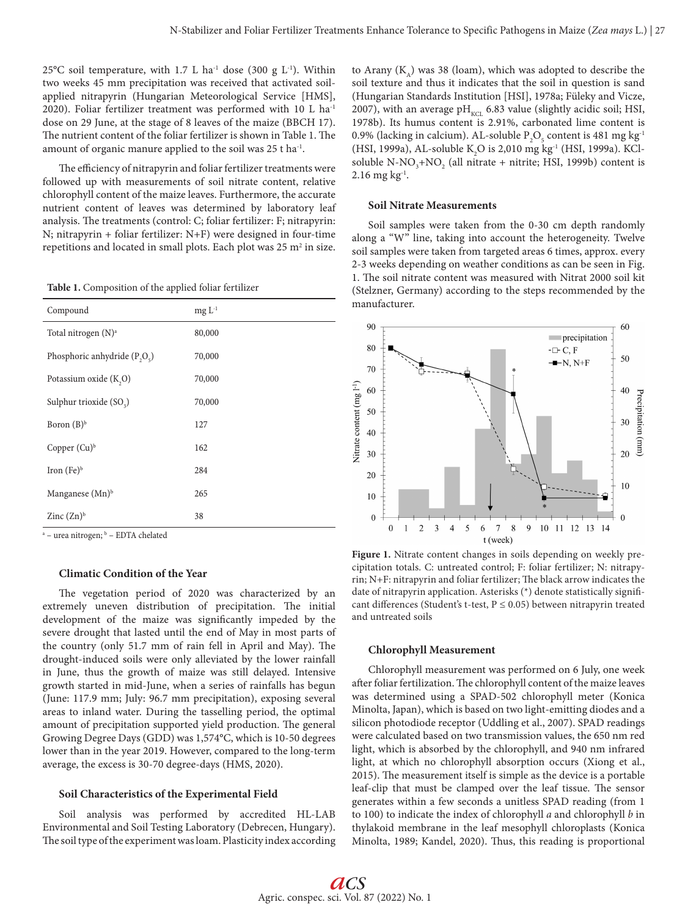25°C soil temperature, with 1.7 L ha$^{-1}$ dose (300 g L$^{-1}$). Within two weeks 45 mm precipitation was received that activated soil-applied nitrapyrin (Hungarian Meteorological Service [HMS], 2020). Foliar fertilizer treatment was performed with 10 L ha$^{-1}$ dose on 29 June, at the stage of 8 leaves of the maize (BBCH 17). The nutrient content of the foliar fertilizer is shown in Table 1. The amount of organic manure applied to the soil was 25 t ha$^{-1}$.

The efficiency of nitrapyrin and foliar fertilizer treatments were followed up with measurements of soil nitrate content, relative chlorophyll content of the maize leaves. Furthermore, the accurate nutrient content of leaves was determined by laboratory leaf analysis. The treatments (control: C; foliar fertilizer: F; nitrapyrin: N; nitrapyrin + foliar fertilizer: N+F) were designed in four-time repetitions and located in small plots. Each plot was 25 m$^2$ in size.

**Table 1.** Composition of the applied foliar fertilizer

| Compound | mg L$^{-1}$ |
|---|---|
| Total nitrogen (N)[a] | 80,000 |
| Phosphoric anhydride ($P_2O_5$) | 70,000 |
| Potassium oxide ($K_2O$) | 70,000 |
| Sulphur trioxide ($SO_3$) | 70,000 |
| Boron (B)[b] | 127 |
| Copper (Cu)[b] | 162 |
| Iron (Fe)[b] | 284 |
| Manganese (Mn)[b] | 265 |
| Zinc (Zn)[b] | 38 |

[a] – urea nitrogen; [b] – EDTA chelated

### Climatic Condition of the Year

The vegetation period of 2020 was characterized by an extremely uneven distribution of precipitation. The initial development of the maize was significantly impeded by the severe drought that lasted until the end of May in most parts of the country (only 51.7 mm of rain fell in April and May). The drought-induced soils were only alleviated by the lower rainfall in June, thus the growth of maize was still delayed. Intensive growth started in mid-June, when a series of rainfalls has begun (June: 117.9 mm; July: 96.7 mm precipitation), exposing several areas to inland water. During the tasselling period, the optimal amount of precipitation supported yield production. The general Growing Degree Days (GDD) was 1,574°C, which is 10-50 degrees lower than in the year 2019. However, compared to the long-term average, the excess is 30-70 degree-days (HMS, 2020).

### Soil Characteristics of the Experimental Field

Soil analysis was performed by accredited HL-LAB Environmental and Soil Testing Laboratory (Debrecen, Hungary). The soil type of the experiment was loam. Plasticity index according to Arany ($K_A$) was 38 (loam), which was adopted to describe the soil texture and thus it indicates that the soil in question is sand (Hungarian Standards Institution [HSI], 1978a; Füleky and Vicze, 2007), with an average $pH_{KCL}$ 6.83 value (slightly acidic soil; HSI, 1978b). Its humus content is 2.91%, carbonated lime content is 0.9% (lacking in calcium). AL-soluble $P_2O_5$ content is 481 mg kg$^{-1}$ (HSI, 1999a), AL-soluble $K_2O$ is 2,010 mg kg$^{-1}$ (HSI, 1999a). KCl-soluble N-$NO_3$+$NO_2$ (all nitrate + nitrite; HSI, 1999b) content is 2.16 mg kg$^{-1}$.

### Soil Nitrate Measurements

Soil samples were taken from the 0-30 cm depth randomly along a "W" line, taking into account the heterogeneity. Twelve soil samples were taken from targeted areas 6 times, approx. every 2-3 weeks depending on weather conditions as can be seen in Fig. 1. The soil nitrate content was measured with Nitrat 2000 soil kit (Stelzner, Germany) according to the steps recommended by the manufacturer.

**Figure 1.** Nitrate content changes in soils depending on weekly precipitation totals. C: untreated control; F: foliar fertilizer; N: nitrapyrin; N+F: nitrapyrin and foliar fertilizer; The black arrow indicates the date of nitrapyrin application. Asterisks (*) denote statistically significant differences (Student's t-test, P ≤ 0.05) between nitrapyrin treated and untreated soils

### Chlorophyll Measurement

Chlorophyll measurement was performed on 6 July, one week after foliar fertilization. The chlorophyll content of the maize leaves was determined using a SPAD-502 chlorophyll meter (Konica Minolta, Japan), which is based on two light-emitting diodes and a silicon photodiode receptor (Uddling et al., 2007). SPAD readings were calculated based on two transmission values, the 650 nm red light, which is absorbed by the chlorophyll, and 940 nm infrared light, at which no chlorophyll absorption occurs (Xiong et al., 2015). The measurement itself is simple as the device is a portable leaf-clip that must be clamped over the leaf tissue. The sensor generates within a few seconds a unitless SPAD reading (from 1 to 100) to indicate the index of chlorophyll *a* and chlorophyll *b* in thylakoid membrane in the leaf mesophyll chloroplasts (Konica Minolta, 1989; Kandel, 2020). Thus, this reading is proportional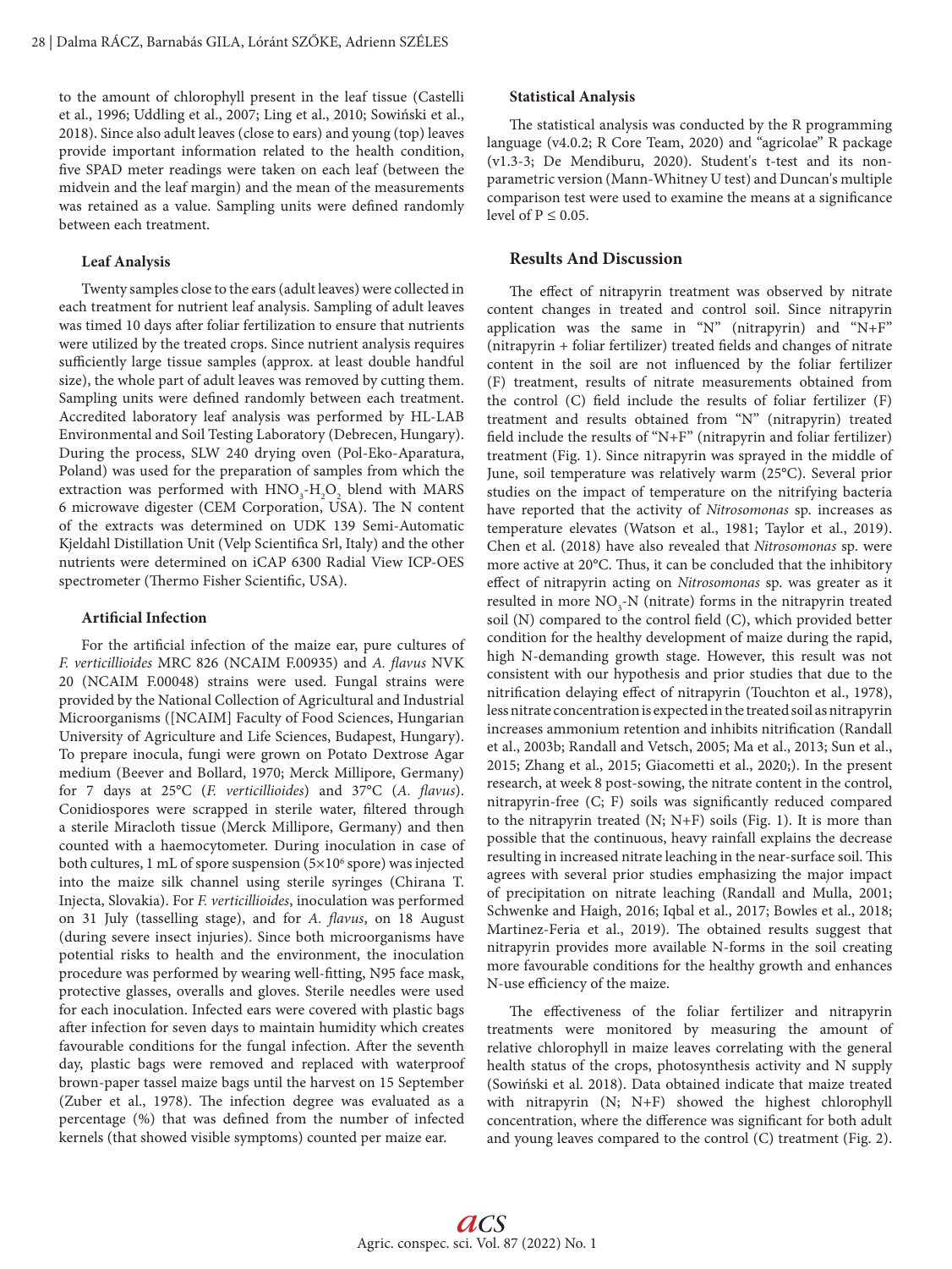to the amount of chlorophyll present in the leaf tissue (Castelli et al., 1996; Uddling et al., 2007; Ling et al., 2010; Sowiński et al., 2018). Since also adult leaves (close to ears) and young (top) leaves provide important information related to the health condition, five SPAD meter readings were taken on each leaf (between the midvein and the leaf margin) and the mean of the measurements was retained as a value. Sampling units were defined randomly between each treatment.

### Leaf Analysis

Twenty samples close to the ears (adult leaves) were collected in each treatment for nutrient leaf analysis. Sampling of adult leaves was timed 10 days after foliar fertilization to ensure that nutrients were utilized by the treated crops. Since nutrient analysis requires sufficiently large tissue samples (approx. at least double handful size), the whole part of adult leaves was removed by cutting them. Sampling units were defined randomly between each treatment. Accredited laboratory leaf analysis was performed by HL-LAB Environmental and Soil Testing Laboratory (Debrecen, Hungary). During the process, SLW 240 drying oven (Pol-Eko-Aparatura, Poland) was used for the preparation of samples from which the extraction was performed with $HNO_3$-$H_2O_2$ blend with MARS 6 microwave digester (CEM Corporation, USA). The N content of the extracts was determined on UDK 139 Semi-Automatic Kjeldahl Distillation Unit (Velp Scientifica Srl, Italy) and the other nutrients were determined on iCAP 6300 Radial View ICP-OES spectrometer (Thermo Fisher Scientific, USA).

### Artificial Infection

For the artificial infection of the maize ear, pure cultures of *F. verticillioides* MRC 826 (NCAIM F.00935) and *A. flavus* NVK 20 (NCAIM F.00048) strains were used. Fungal strains were provided by the National Collection of Agricultural and Industrial Microorganisms ([NCAIM] Faculty of Food Sciences, Hungarian University of Agriculture and Life Sciences, Budapest, Hungary). To prepare inocula, fungi were grown on Potato Dextrose Agar medium (Beever and Bollard, 1970; Merck Millipore, Germany) for 7 days at 25°C (*F. verticillioides*) and 37°C (*A. flavus*). Conidiospores were scrapped in sterile water, filtered through a sterile Miracloth tissue (Merck Millipore, Germany) and then counted with a haemocytometer. During inoculation in case of both cultures, 1 mL of spore suspension ($5\times10^6$ spore) was injected into the maize silk channel using sterile syringes (Chirana T. Injecta, Slovakia). For *F. verticillioides*, inoculation was performed on 31 July (tasselling stage), and for *A. flavus*, on 18 August (during severe insect injuries). Since both microorganisms have potential risks to health and the environment, the inoculation procedure was performed by wearing well-fitting, N95 face mask, protective glasses, overalls and gloves. Sterile needles were used for each inoculation. Infected ears were covered with plastic bags after infection for seven days to maintain humidity which creates favourable conditions for the fungal infection. After the seventh day, plastic bags were removed and replaced with waterproof brown-paper tassel maize bags until the harvest on 15 September (Zuber et al., 1978). The infection degree was evaluated as a percentage (%) that was defined from the number of infected kernels (that showed visible symptoms) counted per maize ear.

### Statistical Analysis

The statistical analysis was conducted by the R programming language (v4.0.2; R Core Team, 2020) and "agricolae" R package (v1.3-3; De Mendiburu, 2020). Student's t-test and its non-parametric version (Mann-Whitney U test) and Duncan's multiple comparison test were used to examine the means at a significance level of $P \leq 0.05$.

## Results And Discussion

The effect of nitrapyrin treatment was observed by nitrate content changes in treated and control soil. Since nitrapyrin application was the same in "N" (nitrapyrin) and "N+F" (nitrapyrin + foliar fertilizer) treated fields and changes of nitrate content in the soil are not influenced by the foliar fertilizer (F) treatment, results of nitrate measurements obtained from the control (C) field include the results of foliar fertilizer (F) treatment and results obtained from "N" (nitrapyrin) treated field include the results of "N+F" (nitrapyrin and foliar fertilizer) treatment (Fig. 1). Since nitrapyrin was sprayed in the middle of June, soil temperature was relatively warm (25°C). Several prior studies on the impact of temperature on the nitrifying bacteria have reported that the activity of *Nitrosomonas* sp. increases as temperature elevates (Watson et al., 1981; Taylor et al., 2019). Chen et al. (2018) have also revealed that *Nitrosomonas* sp. were more active at 20°C. Thus, it can be concluded that the inhibitory effect of nitrapyrin acting on *Nitrosomonas* sp. was greater as it resulted in more $NO_3$-N (nitrate) forms in the nitrapyrin treated soil (N) compared to the control field (C), which provided better condition for the healthy development of maize during the rapid, high N-demanding growth stage. However, this result was not consistent with our hypothesis and prior studies that due to the nitrification delaying effect of nitrapyrin (Touchton et al., 1978), less nitrate concentration is expected in the treated soil as nitrapyrin increases ammonium retention and inhibits nitrification (Randall et al., 2003b; Randall and Vetsch, 2005; Ma et al., 2013; Sun et al., 2015; Zhang et al., 2015; Giacometti et al., 2020;). In the present research, at week 8 post-sowing, the nitrate content in the control, nitrapyrin-free (C; F) soils was significantly reduced compared to the nitrapyrin treated (N; N+F) soils (Fig. 1). It is more than possible that the continuous, heavy rainfall explains the decrease resulting in increased nitrate leaching in the near-surface soil. This agrees with several prior studies emphasizing the major impact of precipitation on nitrate leaching (Randall and Mulla, 2001; Schwenke and Haigh, 2016; Iqbal et al., 2017; Bowles et al., 2018; Martinez-Feria et al., 2019). The obtained results suggest that nitrapyrin provides more available N-forms in the soil creating more favourable conditions for the healthy growth and enhances N-use efficiency of the maize.

The effectiveness of the foliar fertilizer and nitrapyrin treatments were monitored by measuring the amount of relative chlorophyll in maize leaves correlating with the general health status of the crops, photosynthesis activity and N supply (Sowiński et al. 2018). Data obtained indicate that maize treated with nitrapyrin (N; N+F) showed the highest chlorophyll concentration, where the difference was significant for both adult and young leaves compared to the control (C) treatment (Fig. 2).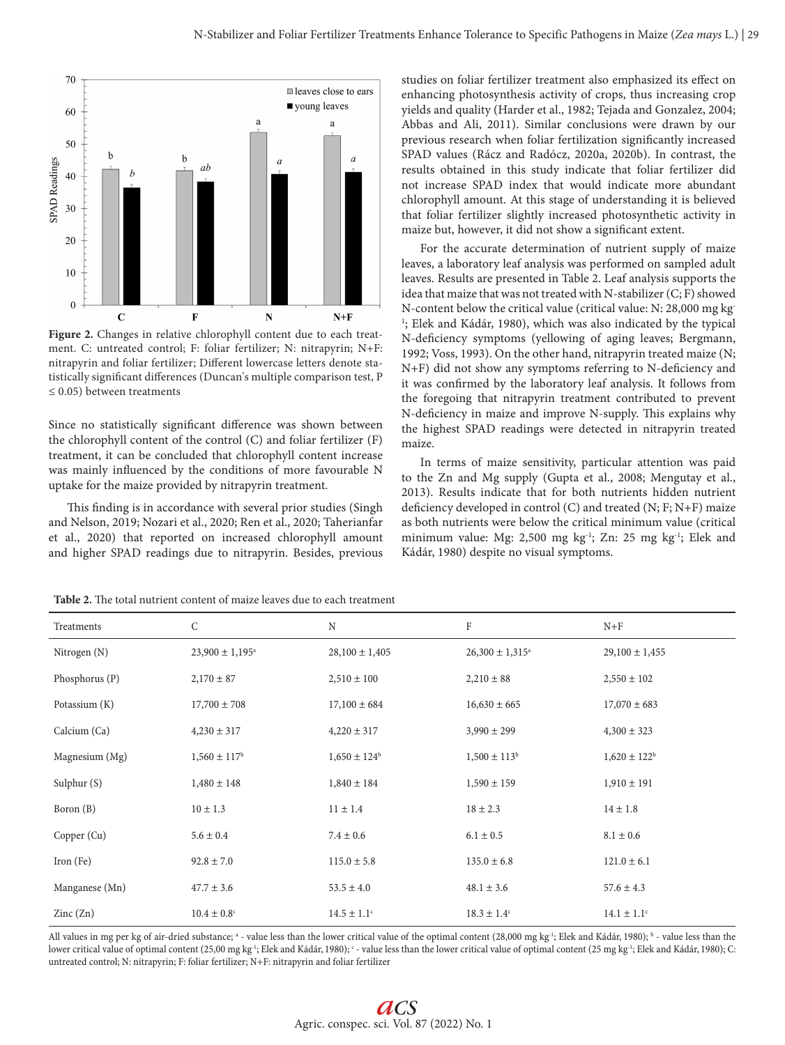**Figure 2.** Changes in relative chlorophyll content due to each treatment. C: untreated control; F: foliar fertilizer; N: nitrapyrin; N+F: nitrapyrin and foliar fertilizer; Different lowercase letters denote statistically significant differences (Duncan's multiple comparison test, P ≤ 0.05) between treatments

Since no statistically significant difference was shown between the chlorophyll content of the control (C) and foliar fertilizer (F) treatment, it can be concluded that chlorophyll content increase was mainly influenced by the conditions of more favourable N uptake for the maize provided by nitrapyrin treatment.

This finding is in accordance with several prior studies (Singh and Nelson, 2019; Nozari et al., 2020; Ren et al., 2020; Taherianfar et al., 2020) that reported on increased chlorophyll amount and higher SPAD readings due to nitrapyrin. Besides, previous studies on foliar fertilizer treatment also emphasized its effect on enhancing photosynthesis activity of crops, thus increasing crop yields and quality (Harder et al., 1982; Tejada and Gonzalez, 2004; Abbas and Ali, 2011). Similar conclusions were drawn by our previous research when foliar fertilization significantly increased SPAD values (Rácz and Radócz, 2020a, 2020b). In contrast, the results obtained in this study indicate that foliar fertilizer did not increase SPAD index that would indicate more abundant chlorophyll amount. At this stage of understanding it is believed that foliar fertilizer slightly increased photosynthetic activity in maize but, however, it did not show a significant extent.

For the accurate determination of nutrient supply of maize leaves, a laboratory leaf analysis was performed on sampled adult leaves. Results are presented in Table 2. Leaf analysis supports the idea that maize that was not treated with N-stabilizer (C; F) showed N-content below the critical value (critical value: N: 28,000 mg kg$^{-1}$; Elek and Kádár, 1980), which was also indicated by the typical N-deficiency symptoms (yellowing of aging leaves; Bergmann, 1992; Voss, 1993). On the other hand, nitrapyrin treated maize (N; N+F) did not show any symptoms referring to N-deficiency and it was confirmed by the laboratory leaf analysis. It follows from the foregoing that nitrapyrin treatment contributed to prevent N-deficiency in maize and improve N-supply. This explains why the highest SPAD readings were detected in nitrapyrin treated maize.

In terms of maize sensitivity, particular attention was paid to the Zn and Mg supply (Gupta et al., 2008; Mengutay et al., 2013). Results indicate that for both nutrients hidden nutrient deficiency developed in control (C) and treated (N; F; N+F) maize as both nutrients were below the critical minimum value (critical minimum value: Mg: 2,500 mg kg$^{-1}$; Zn: 25 mg kg$^{-1}$; Elek and Kádár, 1980) despite no visual symptoms.

**Table 2.** The total nutrient content of maize leaves due to each treatment

| Treatments | C | N | F | N+F |
|---|---|---|---|---|
| Nitrogen (N) | 23,900 ± 1,195[a] | 28,100 ± 1,405 | 26,300 ± 1,315[a] | 29,100 ± 1,455 |
| Phosphorus (P) | 2,170 ± 87 | 2,510 ± 100 | 2,210 ± 88 | 2,550 ± 102 |
| Potassium (K) | 17,700 ± 708 | 17,100 ± 684 | 16,630 ± 665 | 17,070 ± 683 |
| Calcium (Ca) | 4,230 ± 317 | 4,220 ± 317 | 3,990 ± 299 | 4,300 ± 323 |
| Magnesium (Mg) | 1,560 ± 117[b] | 1,650 ± 124[b] | 1,500 ± 113[b] | 1,620 ± 122[b] |
| Sulphur (S) | 1,480 ± 148 | 1,840 ± 184 | 1,590 ± 159 | 1,910 ± 191 |
| Boron (B) | 10 ± 1.3 | 11 ± 1.4 | 18 ± 2.3 | 14 ± 1.8 |
| Copper (Cu) | 5.6 ± 0.4 | 7.4 ± 0.6 | 6.1 ± 0.5 | 8.1 ± 0.6 |
| Iron (Fe) | 92.8 ± 7.0 | 115.0 ± 5.8 | 135.0 ± 6.8 | 121.0 ± 6.1 |
| Manganese (Mn) | 47.7 ± 3.6 | 53.5 ± 4.0 | 48.1 ± 3.6 | 57.6 ± 4.3 |
| Zinc (Zn) | 10.4 ± 0.8[c] | 14.5 ± 1.1[c] | 18.3 ± 1.4[c] | 14.1 ± 1.1[c] |

All values in mg per kg of air-dried substance; [a] - value less than the lower critical value of the optimal content (28,000 mg kg$^{-1}$; Elek and Kádár, 1980); [b] - value less than the lower critical value of optimal content (25,00 mg kg$^{-1}$; Elek and Kádár, 1980); [c] - value less than the lower critical value of optimal content (25 mg kg$^{-1}$; Elek and Kádár, 1980); C: untreated control; N: nitrapyrin; F: foliar fertilizer; N+F: nitrapyrin and foliar fertilizer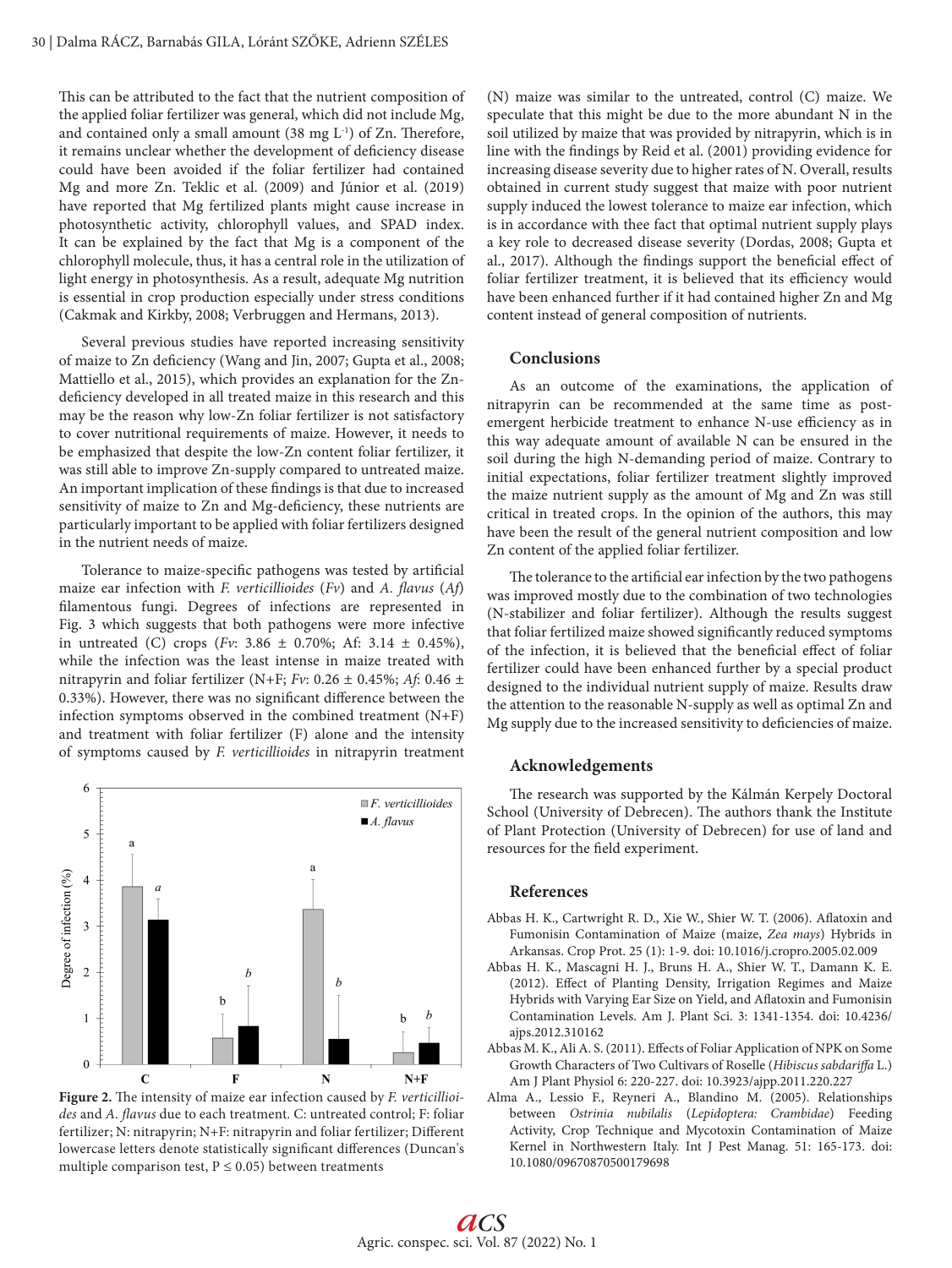This can be attributed to the fact that the nutrient composition of the applied foliar fertilizer was general, which did not include Mg, and contained only a small amount (38 mg $L^{-1}$) of Zn. Therefore, it remains unclear whether the development of deficiency disease could have been avoided if the foliar fertilizer had contained Mg and more Zn. Teklic et al. (2009) and Júnior et al. (2019) have reported that Mg fertilized plants might cause increase in photosynthetic activity, chlorophyll values, and SPAD index. It can be explained by the fact that Mg is a component of the chlorophyll molecule, thus, it has a central role in the utilization of light energy in photosynthesis. As a result, adequate Mg nutrition is essential in crop production especially under stress conditions (Cakmak and Kirkby, 2008; Verbruggen and Hermans, 2013).

Several previous studies have reported increasing sensitivity of maize to Zn deficiency (Wang and Jin, 2007; Gupta et al., 2008; Mattiello et al., 2015), which provides an explanation for the Zn-deficiency developed in all treated maize in this research and this may be the reason why low-Zn foliar fertilizer is not satisfactory to cover nutritional requirements of maize. However, it needs to be emphasized that despite the low-Zn content foliar fertilizer, it was still able to improve Zn-supply compared to untreated maize. An important implication of these findings is that due to increased sensitivity of maize to Zn and Mg-deficiency, these nutrients are particularly important to be applied with foliar fertilizers designed in the nutrient needs of maize.

Tolerance to maize-specific pathogens was tested by artificial maize ear infection with *F. verticillioides* (*Fv*) and *A. flavus* (*Af*) filamentous fungi. Degrees of infections are represented in Fig. 3 which suggests that both pathogens were more infective in untreated (C) crops (*Fv*: 3.86 ± 0.70%; Af: 3.14 ± 0.45%), while the infection was the least intense in maize treated with nitrapyrin and foliar fertilizer (N+F; *Fv*: 0.26 ± 0.45%; *Af*: 0.46 ± 0.33%). However, there was no significant difference between the infection symptoms observed in the combined treatment (N+F) and treatment with foliar fertilizer (F) alone and the intensity of symptoms caused by *F. verticillioides* in nitrapyrin treatment (N) maize was similar to the untreated, control (C) maize. We speculate that this might be due to the more abundant N in the soil utilized by maize that was provided by nitrapyrin, which is in line with the findings by Reid et al. (2001) providing evidence for increasing disease severity due to higher rates of N. Overall, results obtained in current study suggest that maize with poor nutrient supply induced the lowest tolerance to maize ear infection, which is in accordance with thee fact that optimal nutrient supply plays a key role to decreased disease severity (Dordas, 2008; Gupta et al., 2017). Although the findings support the beneficial effect of foliar fertilizer treatment, it is believed that its efficiency would have been enhanced further if it had contained higher Zn and Mg content instead of general composition of nutrients.

**Figure 2.** The intensity of maize ear infection caused by *F. verticillioides* and *A. flavus* due to each treatment. C: untreated control; F: foliar fertilizer; N: nitrapyrin; N+F: nitrapyrin and foliar fertilizer; Different lowercase letters denote statistically significant differences (Duncan's multiple comparison test, P ≤ 0.05) between treatments

## Conclusions

As an outcome of the examinations, the application of nitrapyrin can be recommended at the same time as post-emergent herbicide treatment to enhance N-use efficiency as in this way adequate amount of available N can be ensured in the soil during the high N-demanding period of maize. Contrary to initial expectations, foliar fertilizer treatment slightly improved the maize nutrient supply as the amount of Mg and Zn was still critical in treated crops. In the opinion of the authors, this may have been the result of the general nutrient composition and low Zn content of the applied foliar fertilizer.

The tolerance to the artificial ear infection by the two pathogens was improved mostly due to the combination of two technologies (N-stabilizer and foliar fertilizer). Although the results suggest that foliar fertilized maize showed significantly reduced symptoms of the infection, it is believed that the beneficial effect of foliar fertilizer could have been enhanced further by a special product designed to the individual nutrient supply of maize. Results draw the attention to the reasonable N-supply as well as optimal Zn and Mg supply due to the increased sensitivity to deficiencies of maize.

## Acknowledgements

The research was supported by the Kálmán Kerpely Doctoral School (University of Debrecen). The authors thank the Institute of Plant Protection (University of Debrecen) for use of land and resources for the field experiment.

## References

Abbas H. K., Cartwright R. D., Xie W., Shier W. T. (2006). Aflatoxin and Fumonisin Contamination of Maize (maize, *Zea mays*) Hybrids in Arkansas. Crop Prot. 25 (1): 1-9. doi: 10.1016/j.cropro.2005.02.009

Abbas H. K., Mascagni H. J., Bruns H. A., Shier W. T., Damann K. E. (2012). Effect of Planting Density, Irrigation Regimes and Maize Hybrids with Varying Ear Size on Yield, and Aflatoxin and Fumonisin Contamination Levels. Am J. Plant Sci. 3: 1341-1354. doi: 10.4236/ajps.2012.310162

Abbas M. K., Ali A. S. (2011). Effects of Foliar Application of NPK on Some Growth Characters of Two Cultivars of Roselle (*Hibiscus sabdariffa* L.) Am J Plant Physiol 6: 220-227. doi: 10.3923/ajpp.2011.220.227

Alma A., Lessio F., Reyneri A., Blandino M. (2005). Relationships between *Ostrinia nubilalis* (*Lepidoptera: Crambidae*) Feeding Activity, Crop Technique and Mycotoxin Contamination of Maize Kernel in Northwestern Italy. Int J Pest Manag. 51: 165-173. doi: 10.1080/09670870500179698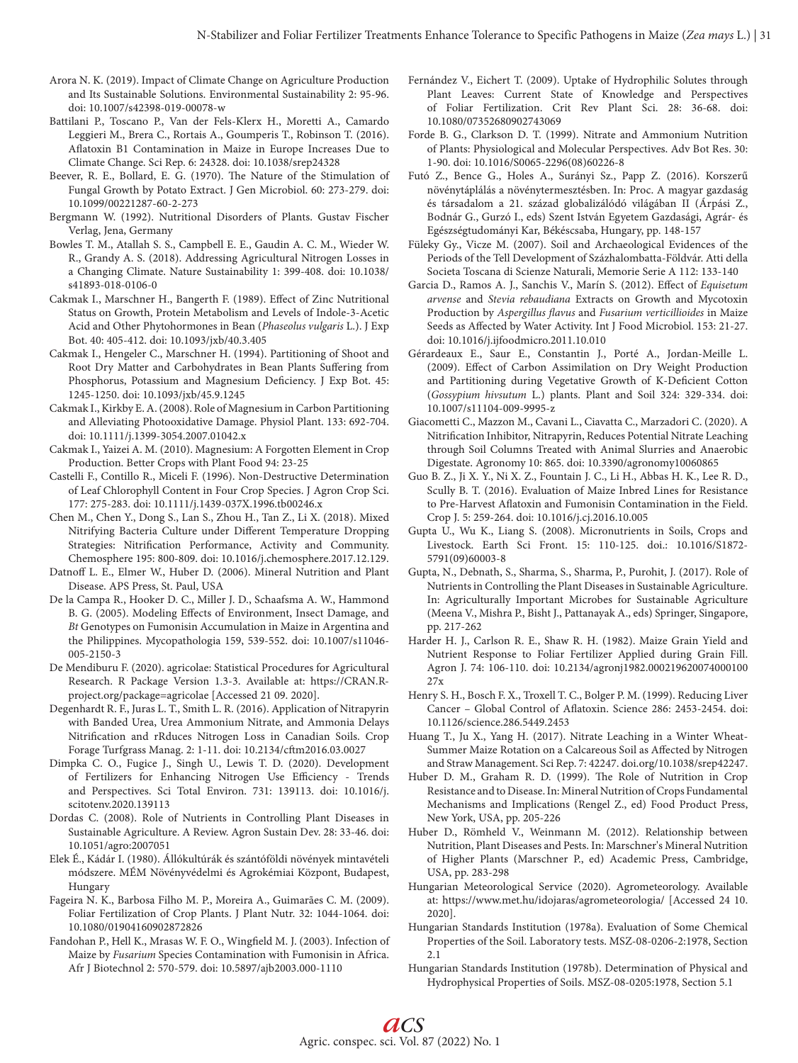Arora N. K. (2019). Impact of Climate Change on Agriculture Production and Its Sustainable Solutions. Environmental Sustainability 2: 95-96. doi: 10.1007/s42398-019-00078-w

Battilani P., Toscano P., Van der Fels-Klerx H., Moretti A., Camardo Leggieri M., Brera C., Rortais A., Goumperis T., Robinson T. (2016). Aflatoxin B1 Contamination in Maize in Europe Increases Due to Climate Change. Sci Rep. 6: 24328. doi: 10.1038/srep24328

Beever, R. E., Bollard, E. G. (1970). The Nature of the Stimulation of Fungal Growth by Potato Extract. J Gen Microbiol. 60: 273-279. doi: 10.1099/00221287-60-2-273

Bergmann W. (1992). Nutritional Disorders of Plants. Gustav Fischer Verlag, Jena, Germany

Bowles T. M., Atallah S. S., Campbell E. E., Gaudin A. C. M., Wieder W. R., Grandy A. S. (2018). Addressing Agricultural Nitrogen Losses in a Changing Climate. Nature Sustainability 1: 399-408. doi: 10.1038/s41893-018-0106-0

Cakmak I., Marschner H., Bangerth F. (1989). Effect of Zinc Nutritional Status on Growth, Protein Metabolism and Levels of Indole-3-Acetic Acid and Other Phytohormones in Bean (*Phaseolus vulgaris* L.). J Exp Bot. 40: 405-412. doi: 10.1093/jxb/40.3.405

Cakmak I., Hengeler C., Marschner H. (1994). Partitioning of Shoot and Root Dry Matter and Carbohydrates in Bean Plants Suffering from Phosphorus, Potassium and Magnesium Deficiency. J Exp Bot. 45: 1245-1250. doi: 10.1093/jxb/45.9.1245

Cakmak I., Kirkby E. A. (2008). Role of Magnesium in Carbon Partitioning and Alleviating Photooxidative Damage. Physiol Plant. 133: 692-704. doi: 10.1111/j.1399-3054.2007.01042.x

Cakmak I., Yaizei A. M. (2010). Magnesium: A Forgotten Element in Crop Production. Better Crops with Plant Food 94: 23-25

Castelli F., Contillo R., Miceli F. (1996). Non-Destructive Determination of Leaf Chlorophyll Content in Four Crop Species. J Agron Crop Sci. 177: 275-283. doi: 10.1111/j.1439-037X.1996.tb00246.x

Chen M., Chen Y., Dong S., Lan S., Zhou H., Tan Z., Li X. (2018). Mixed Nitrifying Bacteria Culture under Different Temperature Dropping Strategies: Nitrification Performance, Activity and Community. Chemosphere 195: 800-809. doi: 10.1016/j.chemosphere.2017.12.129.

Datnoff L. E., Elmer W., Huber D. (2006). Mineral Nutrition and Plant Disease. APS Press, St. Paul, USA

De la Campa R., Hooker D. C., Miller J. D., Schaafsma A. W., Hammond B. G. (2005). Modeling Effects of Environment, Insect Damage, and *Bt* Genotypes on Fumonisin Accumulation in Maize in Argentina and the Philippines. Mycopathologia 159, 539-552. doi: 10.1007/s11046-005-2150-3

De Mendiburu F. (2020). agricolae: Statistical Procedures for Agricultural Research. R Package Version 1.3-3. Available at: https://CRAN.R-project.org/package=agricolae [Accessed 21 09. 2020].

Degenhardt R. F., Juras L. T., Smith L. R. (2016). Application of Nitrapyrin with Banded Urea, Urea Ammonium Nitrate, and Ammonia Delays Nitrification and rReduces Nitrogen Loss in Canadian Soils. Crop Forage Turfgrass Manag. 2: 1-11. doi: 10.2134/cftm2016.03.0027

Dimpka C. O., Fugice J., Singh U., Lewis T. D. (2020). Development of Fertilizers for Enhancing Nitrogen Use Efficiency - Trends and Perspectives. Sci Total Environ. 731: 139113. doi: 10.1016/j.scitotenv.2020.139113

Dordas C. (2008). Role of Nutrients in Controlling Plant Diseases in Sustainable Agriculture. A Review. Agron Sustain Dev. 28: 33-46. doi: 10.1051/agro:2007051

Elek É., Kádár I. (1980). Állókultúrák és szántóföldi növények mintavételi módszere. MÉM Növényvédelmi és Agrokémiai Központ, Budapest, Hungary

Fageira N. K., Barbosa Filho M. P., Moreira A., Guimarães C. M. (2009). Foliar Fertilization of Crop Plants. J Plant Nutr. 32: 1044-1064. doi: 10.1080/01904160902872826

Fandohan P., Hell K., Mrasas W. F. O., Wingfield M. J. (2003). Infection of Maize by *Fusarium* Species Contamination with Fumonisin in Africa. Afr J Biotechnol 2: 570-579. doi: 10.5897/ajb2003.000-1110

Fernández V., Eichert T. (2009). Uptake of Hydrophilic Solutes through Plant Leaves: Current State of Knowledge and Perspectives of Foliar Fertilization. Crit Rev Plant Sci. 28: 36-68. doi: 10.1080/07352680902743069

Forde B. G., Clarkson D. T. (1999). Nitrate and Ammonium Nutrition of Plants: Physiological and Molecular Perspectives. Adv Bot Res. 30: 1-90. doi: 10.1016/S0065-2296(08)60226-8

Futó Z., Bence G., Holes A., Surányi Sz., Papp Z. (2016). Korszerű növénytáplálás a növénytermesztésben. In: Proc. A magyar gazdaság és társadalom a 21. század globalizálódó világában II (Árpási Z., Bodnár G., Gurzó I., eds) Szent István Egyetem Gazdasági, Agrár- és Egészségtudományi Kar, Békéscsaba, Hungary, pp. 148-157

Füleky Gy., Vicze M. (2007). Soil and Archaeological Evidences of the Periods of the Tell Development of Százhalombatta-Földvár. Atti della Societa Toscana di Scienze Naturali, Memorie Serie A 112: 133-140

Garcia D., Ramos A. J., Sanchis V., Marín S. (2012). Effect of *Equisetum arvense* and *Stevia rebaudiana* Extracts on Growth and Mycotoxin Production by *Aspergillus flavus* and *Fusarium verticillioides* in Maize Seeds as Affected by Water Activity. Int J Food Microbiol. 153: 21-27. doi: 10.1016/j.ijfoodmicro.2011.10.010

Gérardeaux E., Saur E., Constantin J., Porté A., Jordan-Meille L. (2009). Effect of Carbon Assimilation on Dry Weight Production and Partitioning during Vegetative Growth of K-Deficient Cotton (*Gossypium hivsutum* L.) plants. Plant and Soil 324: 329-334. doi: 10.1007/s11104-009-9995-z

Giacometti C., Mazzon M., Cavani L., Ciavatta C., Marzadori C. (2020). A Nitrification Inhibitor, Nitrapyrin, Reduces Potential Nitrate Leaching through Soil Columns Treated with Animal Slurries and Anaerobic Digestate. Agronomy 10: 865. doi: 10.3390/agronomy10060865

Guo B. Z., Ji X. Y., Ni X. Z., Fountain J. C., Li H., Abbas H. K., Lee R. D., Scully B. T. (2016). Evaluation of Maize Inbred Lines for Resistance to Pre-Harvest Aflatoxin and Fumonisin Contamination in the Field. Crop J. 5: 259-264. doi: 10.1016/j.cj.2016.10.005

Gupta U., Wu K., Liang S. (2008). Micronutrients in Soils, Crops and Livestock. Earth Sci Front. 15: 110-125. doi.: 10.1016/S1872-5791(09)60003-8

Gupta, N., Debnath, S., Sharma, S., Sharma, P., Purohit, J. (2017). Role of Nutrients in Controlling the Plant Diseases in Sustainable Agriculture. In: Agriculturally Important Microbes for Sustainable Agriculture (Meena V., Mishra P., Bisht J., Pattanayak A., eds) Springer, Singapore, pp. 217-262

Harder H. J., Carlson R. E., Shaw R. H. (1982). Maize Grain Yield and Nutrient Response to Foliar Fertilizer Applied during Grain Fill. Agron J. 74: 106-110. doi: 10.2134/agronj1982.00021962007400010027x

Henry S. H., Bosch F. X., Troxell T. C., Bolger P. M. (1999). Reducing Liver Cancer – Global Control of Aflatoxin. Science 286: 2453-2454. doi: 10.1126/science.286.5449.2453

Huang T., Ju X., Yang H. (2017). Nitrate Leaching in a Winter Wheat-Summer Maize Rotation on a Calcareous Soil as Affected by Nitrogen and Straw Management. Sci Rep. 7: 42247. doi.org/10.1038/srep42247.

Huber D. M., Graham R. D. (1999). The Role of Nutrition in Crop Resistance and to Disease. In: Mineral Nutrition of Crops Fundamental Mechanisms and Implications (Rengel Z., ed) Food Product Press, New York, USA, pp. 205-226

Huber D., Römheld V., Weinmann M. (2012). Relationship between Nutrition, Plant Diseases and Pests. In: Marschner's Mineral Nutrition of Higher Plants (Marschner P., ed) Academic Press, Cambridge, USA, pp. 283-298

Hungarian Meteorological Service (2020). Agrometeorology. Available at: https://www.met.hu/idojaras/agrometeorologia/ [Accessed 24 10. 2020].

Hungarian Standards Institution (1978a). Evaluation of Some Chemical Properties of the Soil. Laboratory tests. MSZ-08-0206-2:1978, Section 2.1

Hungarian Standards Institution (1978b). Determination of Physical and Hydrophysical Properties of Soils. MSZ-08-0205:1978, Section 5.1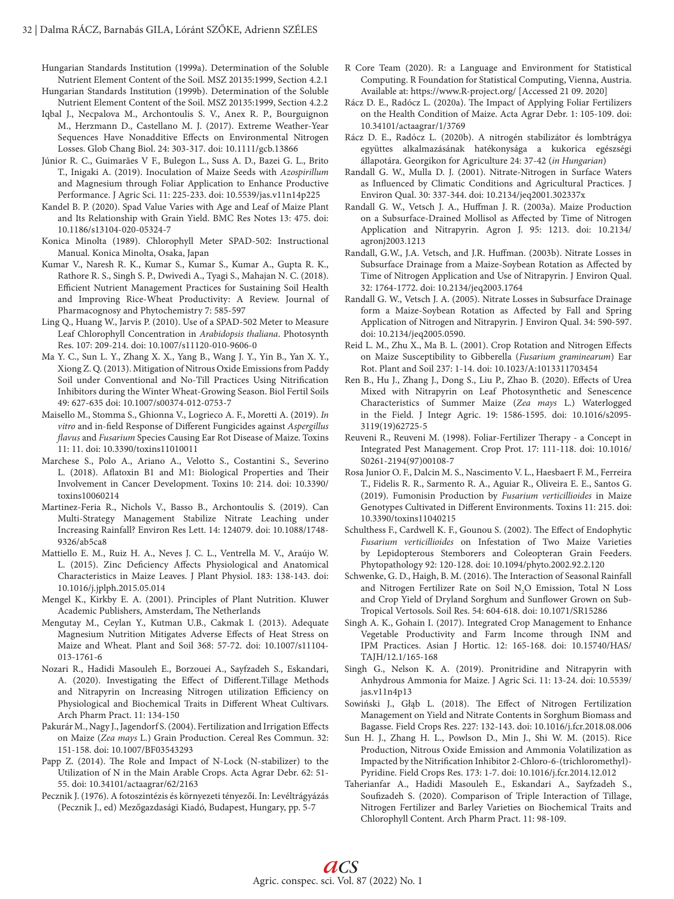Hungarian Standards Institution (1999a). Determination of the Soluble Nutrient Element Content of the Soil. MSZ 20135:1999, Section 4.2.1

Hungarian Standards Institution (1999b). Determination of the Soluble Nutrient Element Content of the Soil. MSZ 20135:1999, Section 4.2.2

Iqbal J., Necpalova M., Archontoulis S. V., Anex R. P., Bourguignon M., Herzmann D., Castellano M. J. (2017). Extreme Weather-Year Sequences Have Nonadditive Effects on Environmental Nitrogen Losses. Glob Chang Biol. 24: 303-317. doi: 10.1111/gcb.13866

Júnior R. C., Guimarães V F., Bulegon L., Suss A. D., Bazei G. L., Brito T., Inigaki A. (2019). Inoculation of Maize Seeds with *Azospirillum* and Magnesium through Foliar Application to Enhance Productive Performance. J Agric Sci. 11: 225-233. doi: 10.5539/jas.v11n14p225

Kandel B. P. (2020). Spad Value Varies with Age and Leaf of Maize Plant and Its Relationship with Grain Yield. BMC Res Notes 13: 475. doi: 10.1186/s13104-020-05324-7

Konica Minolta (1989). Chlorophyll Meter SPAD-502: Instructional Manual. Konica Minolta, Osaka, Japan

Kumar V., Naresh R. K., Kumar S., Kumar S., Kumar A., Gupta R. K., Rathore R. S., Singh S. P., Dwivedi A., Tyagi S., Mahajan N. C. (2018). Efficient Nutrient Management Practices for Sustaining Soil Health and Improving Rice-Wheat Productivity: A Review. Journal of Pharmacognosy and Phytochemistry 7: 585-597

Ling Q., Huang W., Jarvis P. (2010). Use of a SPAD-502 Meter to Measure Leaf Chlorophyll Concentration in *Arabidopsis thaliana*. Photosynth Res. 107: 209-214. doi: 10.1007/s11120-010-9606-0

Ma Y. C., Sun L. Y., Zhang X. X., Yang B., Wang J. Y., Yin B., Yan X. Y., Xiong Z. Q. (2013). Mitigation of Nitrous Oxide Emissions from Paddy Soil under Conventional and No-Till Practices Using Nitrification Inhibitors during the Winter Wheat-Growing Season. Biol Fertil Soils 49: 627-635 doi: 10.1007/s00374-012-0753-7

Maisello M., Stomma S., Ghionna V., Logriego A. F., Moretti A. (2019). *In vitro* and in-field Response of Different Fungicides against *Aspergillus flavus* and *Fusarium* Species Causing Ear Rot Disease of Maize. Toxins 11: 11. doi: 10.3390/toxins11010011

Marchese S., Polo A., Ariano A., Velotto S., Costantini S., Severino L. (2018). Aflatoxin B1 and M1: Biological Properties and Their Involvement in Cancer Development. Toxins 10: 214. doi: 10.3390/toxins10060214

Martinez-Feria R., Nichols V., Basso B., Archontoulis S. (2019). Can Multi-Strategy Management Stabilize Nitrate Leaching under Increasing Rainfall? Environ Res Lett. 14: 124079. doi: 10.1088/1748-9326/ab5ca8

Mattiello E. M., Ruiz H. A., Neves J. C. L., Ventrella M. V., Araújo W. L. (2015). Zinc Deficiency Affects Physiological and Anatomical Characteristics in Maize Leaves. J Plant Physiol. 183: 138-143. doi: 10.1016/j.jplph.2015.05.014

Mengel K., Kirkby E. A. (2001). Principles of Plant Nutrition. Kluwer Academic Publishers, Amsterdam, The Netherlands

Mengutay M., Ceylan Y., Kutman U.B., Cakmak I. (2013). Adequate Magnesium Nutrition Mitigates Adverse Effects of Heat Stress on Maize and Wheat. Plant and Soil 368: 57-72. doi: 10.1007/s11104-013-1761-6

Nozari R., Hadidi Masouleh E., Borzouei A., Sayfzadeh S., Eskandari, A. (2020). Investigating the Effect of Different.Tillage Methods and Nitrapyrin on Increasing Nitrogen utilization Efficiency on Physiological and Biochemical Traits in Different Wheat Cultivars. Arch Pharm Pract. 11: 134-150

Pakurár M., Nagy J., Jagendorf S. (2004). Fertilization and Irrigation Effects on Maize (*Zea mays* L.) Grain Production. Cereal Res Commun. 32: 151-158. doi: 10.1007/BF03543293

Papp Z. (2014). The Role and Impact of N-Lock (N-stabilizer) to the Utilization of N in the Main Arable Crops. Acta Agrar Debr. 62: 51-55. doi: 10.34101/actaagrar/62/2163

Pecznik J. (1976). A fotoszintézis és környezeti tényezői. In: Levéltrágyázás (Pecznik J., ed) Mezőgazdasági Kiadó, Budapest, Hungary, pp. 5-7

R Core Team (2020). R: a Language and Environment for Statistical Computing. R Foundation for Statistical Computing, Vienna, Austria. Available at: https://www.R-project.org/ [Accessed 21 09. 2020]

Rácz D. E., Radócz L. (2020a). The Impact of Applying Foliar Fertilizers on the Health Condition of Maize. Acta Agrar Debr. 1: 105-109. doi: 10.34101/actaagrar/1/3769

Rácz D. E., Radócz L. (2020b). A nitrogén stabilizátor és lombtrágya együttes alkalmazásának hatékonysága a kukorica egészségi állapotára. Georgikon for Agriculture 24: 37-42 (*in Hungarian*)

Randall G. W., Mulla D. J. (2001). Nitrate-Nitrogen in Surface Waters as Influenced by Climatic Conditions and Agricultural Practices. J Environ Qual. 30: 337-344. doi: 10.2134/jeq2001.302337x

Randall G. W., Vetsch J. A., Huffman J. R. (2003a). Maize Production on a Subsurface-Drained Mollisol as Affected by Time of Nitrogen Application and Nitrapyrin. Agron J. 95: 1213. doi: 10.2134/agronj2003.1213

Randall, G.W., J.A. Vetsch, and J.R. Huffman. (2003b). Nitrate Losses in Subsurface Drainage from a Maize-Soybean Rotation as Affected by Time of Nitrogen Application and Use of Nitrapyrin. J Environ Qual. 32: 1764-1772. doi: 10.2134/jeq2003.1764

Randall G. W., Vetsch J. A. (2005). Nitrate Losses in Subsurface Drainage form a Maize-Soybean Rotation as Affected by Fall and Spring Application of Nitrogen and Nitrapyrin. J Environ Qual. 34: 590-597. doi: 10.2134/jeq2005.0590.

Reid L. M., Zhu X., Ma B. L. (2001). Crop Rotation and Nitrogen Effects on Maize Susceptibility to Gibberella (*Fusarium graminearum*) Ear Rot. Plant and Soil 237: 1-14. doi: 10.1023/A:1013311703454

Ren B., Hu J., Zhang J., Dong S., Liu P., Zhao B. (2020). Effects of Urea Mixed with Nitrapyrin on Leaf Photosynthetic and Senescence Characteristics of Summer Maize (*Zea mays* L.) Waterlogged in the Field. J Integr Agric. 19: 1586-1595. doi: 10.1016/s2095-3119(19)62725-5

Reuveni R., Reuveni M. (1998). Foliar-Fertilizer Therapy - a Concept in Integrated Pest Management. Crop Prot. 17: 111-118. doi: 10.1016/S0261-2194(97)00108-7

Rosa Junior O. F., Dalcin M. S., Nascimento V. L., Haesbaert F. M., Ferreira T., Fidelis R. R., Sarmento R. A., Aguiar R., Oliveira E. E., Santos G. (2019). Fumonisin Production by *Fusarium verticillioides* in Maize Genotypes Cultivated in Different Environments. Toxins 11: 215. doi: 10.3390/toxins11040215

Schulthess F., Cardwell K. F., Gounou S. (2002). The Effect of Endophytic *Fusarium verticillioides* on Infestation of Two Maize Varieties by Lepidopterous Stemborers and Coleopteran Grain Feeders. Phytopathology 92: 120-128. doi: 10.1094/phyto.2002.92.2.120

Schwenke, G. D., Haigh, B. M. (2016). The Interaction of Seasonal Rainfall and Nitrogen Fertilizer Rate on Soil $N_2O$ Emission, Total N Loss and Crop Yield of Dryland Sorghum and Sunflower Grown on Sub-Tropical Vertosols. Soil Res. 54: 604-618. doi: 10.1071/SR15286

Singh A. K., Gohain I. (2017). Integrated Crop Management to Enhance Vegetable Productivity and Farm Income through INM and IPM Practices. Asian J Hortic. 12: 165-168. doi: 10.15740/HAS/TAJH/12.1/165-168

Singh G., Nelson K. A. (2019). Pronitridine and Nitrapyrin with Anhydrous Ammonia for Maize. J Agric Sci. 11: 13-24. doi: 10.5539/jas.v11n4p13

Sowiński J., Głąb L. (2018). The Effect of Nitrogen Fertilization Management on Yield and Nitrate Contents in Sorghum Biomass and Bagasse. Field Crops Res. 227: 132-143. doi: 10.1016/j.fcr.2018.08.006

Sun H. J., Zhang H. L., Powlson D., Min J., Shi W. M. (2015). Rice Production, Nitrous Oxide Emission and Ammonia Volatilization as Impacted by the Nitrification Inhibitor 2-Chloro-6-(trichloromethyl)-Pyridine. Field Crops Res. 173: 1-7. doi: 10.1016/j.fcr.2014.12.012

Taherianfar A., Hadidi Masouleh E., Eskandari A., Sayfzadeh S., Soufizadeh S. (2020). Comparison of Triple Interaction of Tillage, Nitrogen Fertilizer and Barley Varieties on Biochemical Traits and Chlorophyll Content. Arch Pharm Pract. 11: 98-109.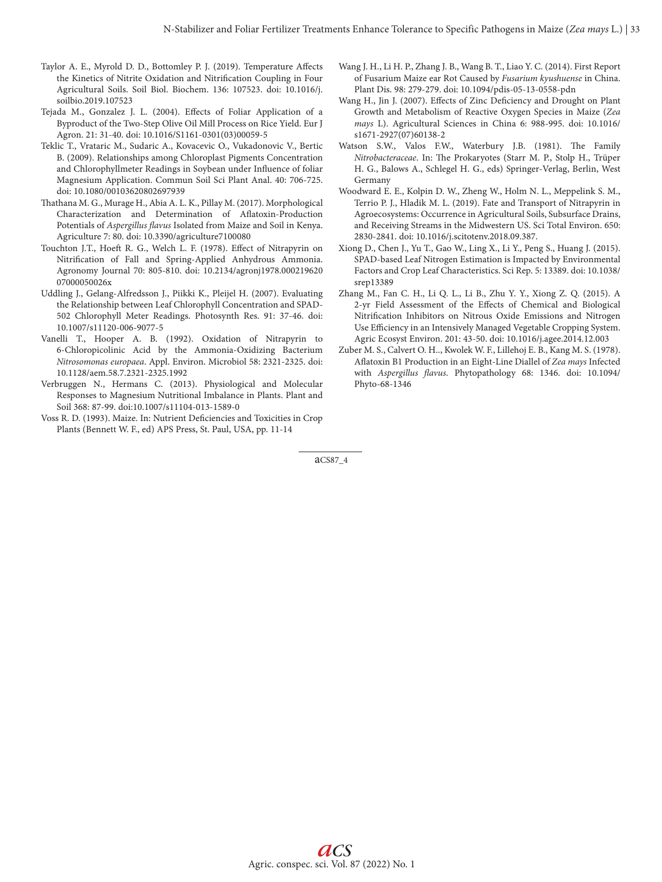Taylor A. E., Myrold D. D., Bottomley P. J. (2019). Temperature Affects the Kinetics of Nitrite Oxidation and Nitrification Coupling in Four Agricultural Soils. Soil Biol. Biochem. 136: 107523. doi: 10.1016/j.soilbio.2019.107523

Tejada M., Gonzalez J. L. (2004). Effects of Foliar Application of a Byproduct of the Two-Step Olive Oil Mill Process on Rice Yield. Eur J Agron. 21: 31-40. doi: 10.1016/S1161-0301(03)00059-5

Teklic T., Vrataric M., Sudaric A., Kovacevic O., Vukadonovic V., Bertic B. (2009). Relationships among Chloroplast Pigments Concentration and Chlorophyllmeter Readings in Soybean under Influence of foliar Magnesium Application. Commun Soil Sci Plant Anal. 40: 706-725. doi: 10.1080/00103620802697939

Thathana M. G., Murage H., Abia A. L. K., Pillay M. (2017). Morphological Characterization and Determination of Aflatoxin-Production Potentials of *Aspergillus flavus* Isolated from Maize and Soil in Kenya. Agriculture 7: 80. doi: 10.3390/agriculture7100080

Touchton J.T., Hoeft R. G., Welch L. F. (1978). Effect of Nitrapyrin on Nitrification of Fall and Spring-Applied Anhydrous Ammonia. Agronomy Journal 70: 805-810. doi: 10.2134/agronj1978.00021962007000050026x

Uddling J., Gelang-Alfredsson J., Piikki K., Pleijel H. (2007). Evaluating the Relationship between Leaf Chlorophyll Concentration and SPAD-502 Chlorophyll Meter Readings. Photosynth Res. 91: 37-46. doi: 10.1007/s11120-006-9077-5

Vanelli T., Hooper A. B. (1992). Oxidation of Nitrapyrin to 6-Chloropicolinic Acid by the Ammonia-Oxidizing Bacterium *Nitrosomonas europaea*. Appl. Environ. Microbiol 58: 2321-2325. doi: 10.1128/aem.58.7.2321-2325.1992

Verbruggen N., Hermans C. (2013). Physiological and Molecular Responses to Magnesium Nutritional Imbalance in Plants. Plant and Soil 368: 87-99. doi:10.1007/s11104-013-1589-0

Voss R. D. (1993). Maize. In: Nutrient Deficiencies and Toxicities in Crop Plants (Bennett W. F., ed) APS Press, St. Paul, USA, pp. 11-14

Wang J. H., Li H. P., Zhang J. B., Wang B. T., Liao Y. C. (2014). First Report of Fusarium Maize ear Rot Caused by *Fusarium kyushuense* in China. Plant Dis. 98: 279-279. doi: 10.1094/pdis-05-13-0558-pdn

Wang H., Jin J. (2007). Effects of Zinc Deficiency and Drought on Plant Growth and Metabolism of Reactive Oxygen Species in Maize (*Zea mays* L). Agricultural Sciences in China 6: 988-995. doi: 10.1016/s1671-2927(07)60138-2

Watson S.W., Valos F.W., Waterbury J.B. (1981). The Family *Nitrobacteraceae*. In: The Prokaryotes (Starr M. P., Stolp H., Trüper H. G., Balows A., Schlegel H. G., eds) Springer-Verlag, Berlin, West Germany

Woodward E. E., Kolpin D. W., Zheng W., Holm N. L., Meppelink S. M., Terrio P. J., Hladik M. L. (2019). Fate and Transport of Nitrapyrin in Agroecosystems: Occurrence in Agricultural Soils, Subsurface Drains, and Receiving Streams in the Midwestern US. Sci Total Environ. 650: 2830-2841. doi: 10.1016/j.scitotenv.2018.09.387.

Xiong D., Chen J., Yu T., Gao W., Ling X., Li Y., Peng S., Huang J. (2015). SPAD-based Leaf Nitrogen Estimation is Impacted by Environmental Factors and Crop Leaf Characteristics. Sci Rep. 5: 13389. doi: 10.1038/srep13389

Zhang M., Fan C. H., Li Q. L., Li B., Zhu Y. Y., Xiong Z. Q. (2015). A 2-yr Field Assessment of the Effects of Chemical and Biological Nitrification Inhibitors on Nitrous Oxide Emissions and Nitrogen Use Efficiency in an Intensively Managed Vegetable Cropping System. Agric Ecosyst Environ. 201: 43-50. doi: 10.1016/j.agee.2014.12.003

Zuber M. S., Calvert O. H.., Kwolek W. F., Lillehoj E. B., Kang M. S. (1978). Aflatoxin B1 Production in an Eight-Line Diallel of *Zea mays* Infected with *Aspergillus flavus*. Phytopathology 68: 1346. doi: 10.1094/Phyto-68-1346

aCS87_4